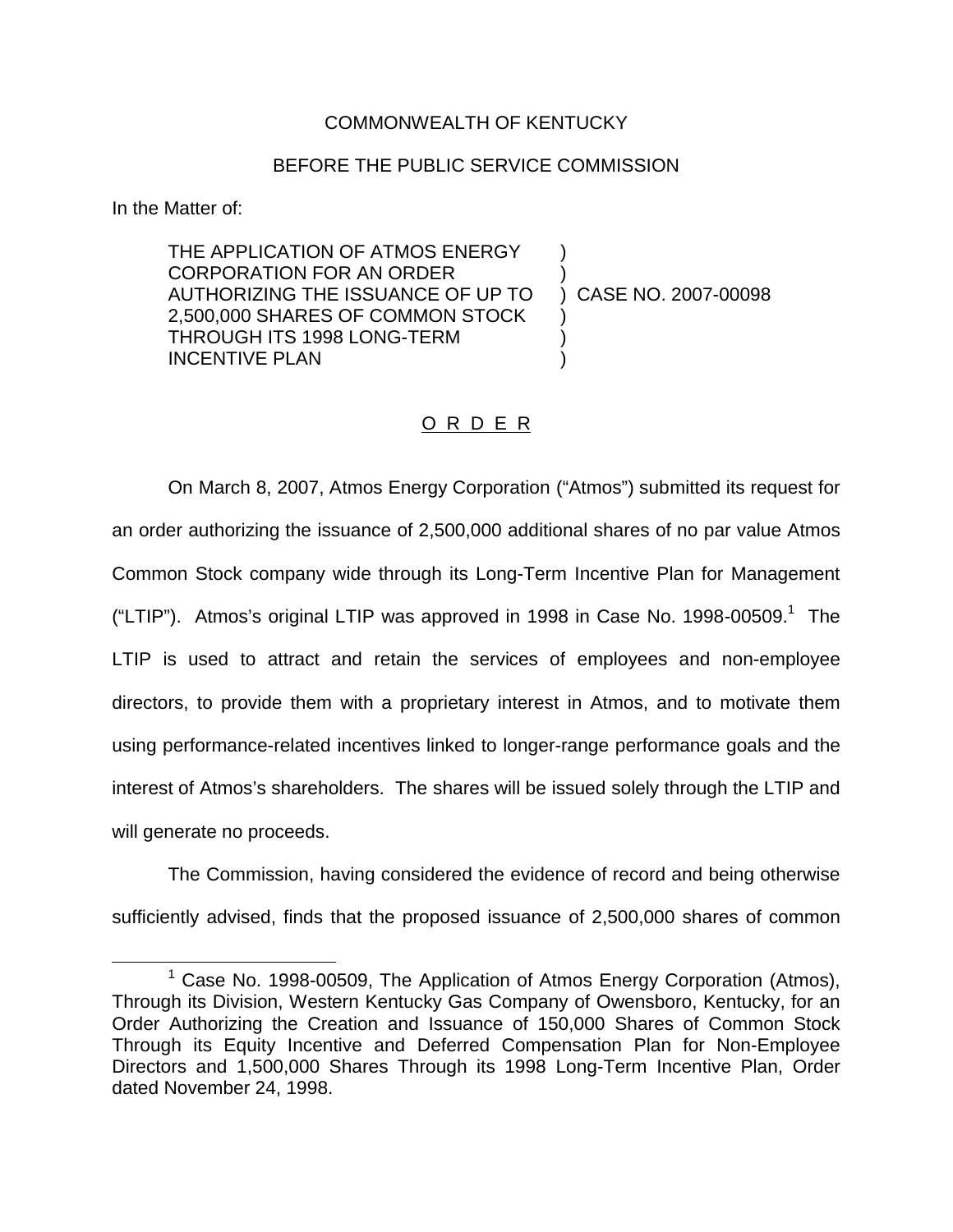COMMONWEALTH OF KENTUCKY

BEFORE THE PUBLIC SERVICE COMMISSION

In the Matter of:

| | | |
|---|---|---|
| THE APPLICATION OF ATMOS ENERGY CORPORATION FOR AN ORDER AUTHORIZING THE ISSUANCE OF UP TO 2,500,000 SHARES OF COMMON STOCK THROUGH ITS 1998 LONG-TERM INCENTIVE PLAN | ) | CASE NO. 2007-00098 |

## O R D E R

On March 8, 2007, Atmos Energy Corporation ("Atmos") submitted its request for an order authorizing the issuance of 2,500,000 additional shares of no par value Atmos Common Stock company wide through its Long-Term Incentive Plan for Management ("LTIP"). Atmos's original LTIP was approved in 1998 in Case No. 1998-00509.[1] The LTIP is used to attract and retain the services of employees and non-employee directors, to provide them with a proprietary interest in Atmos, and to motivate them using performance-related incentives linked to longer-range performance goals and the interest of Atmos's shareholders. The shares will be issued solely through the LTIP and will generate no proceeds.

The Commission, having considered the evidence of record and being otherwise sufficiently advised, finds that the proposed issuance of 2,500,000 shares of common

[1] Case No. 1998-00509, The Application of Atmos Energy Corporation (Atmos), Through its Division, Western Kentucky Gas Company of Owensboro, Kentucky, for an Order Authorizing the Creation and Issuance of 150,000 Shares of Common Stock Through its Equity Incentive and Deferred Compensation Plan for Non-Employee Directors and 1,500,000 Shares Through its 1998 Long-Term Incentive Plan, Order dated November 24, 1998.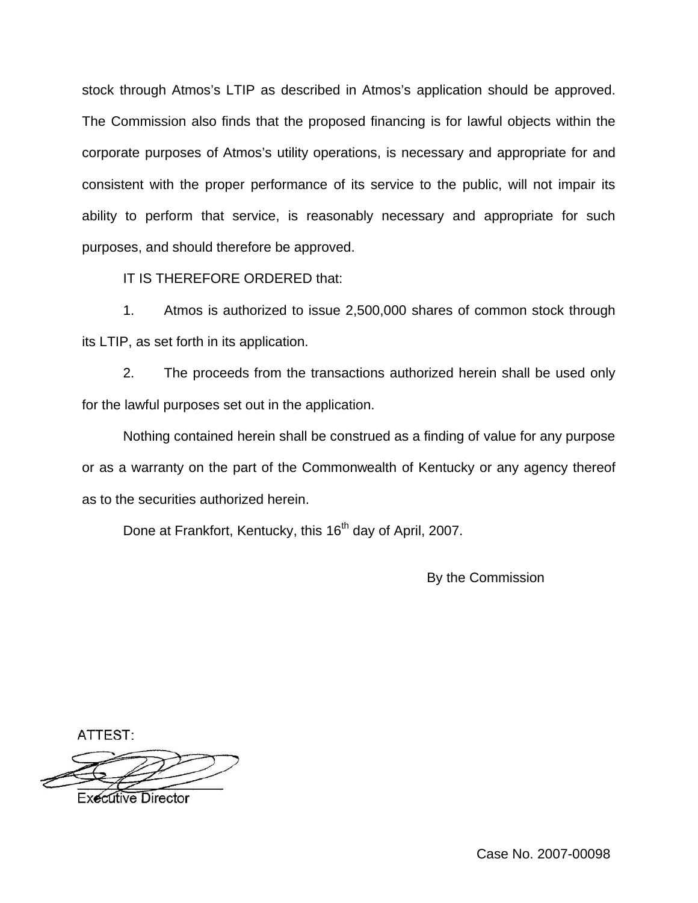stock through Atmos's LTIP as described in Atmos's application should be approved. The Commission also finds that the proposed financing is for lawful objects within the corporate purposes of Atmos's utility operations, is necessary and appropriate for and consistent with the proper performance of its service to the public, will not impair its ability to perform that service, is reasonably necessary and appropriate for such purposes, and should therefore be approved.

IT IS THEREFORE ORDERED that:

1. Atmos is authorized to issue 2,500,000 shares of common stock through its LTIP, as set forth in its application.

2. The proceeds from the transactions authorized herein shall be used only for the lawful purposes set out in the application.

Nothing contained herein shall be construed as a finding of value for any purpose or as a warranty on the part of the Commonwealth of Kentucky or any agency thereof as to the securities authorized herein.

Done at Frankfort, Kentucky, this 16th day of April, 2007.

By the Commission

ATTEST:

Executive Director

Case No. 2007-00098